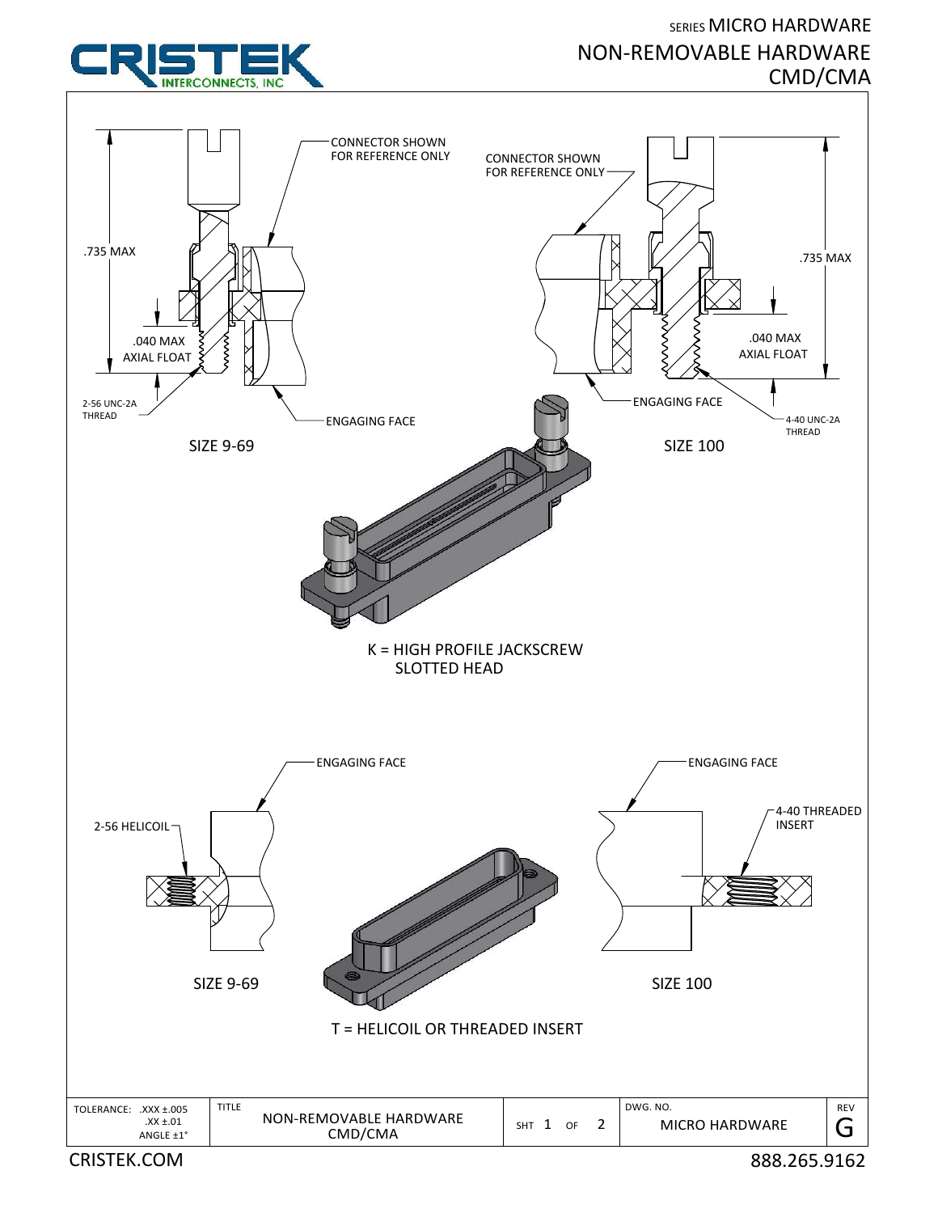SERIES MICRO HARDWARE
# NON-REMOVABLE HARDWARE
# CMD/CMA

CRISTEK INTERCONNECTS, INC

CONNECTOR SHOWN FOR REFERENCE ONLY

.735 MAX

.040 MAX AXIAL FLOAT

2-56 UNC-2A THREAD

ENGAGING FACE

SIZE 9-69

CONNECTOR SHOWN FOR REFERENCE ONLY

.735 MAX

.040 MAX AXIAL FLOAT

ENGAGING FACE

4-40 UNC-2A THREAD

SIZE 100

K = HIGH PROFILE JACKSCREW SLOTTED HEAD

ENGAGING FACE

2-56 HELICOIL

SIZE 9-69

ENGAGING FACE

4-40 THREADED INSERT

SIZE 100

T = HELICOIL OR THREADED INSERT

| TOLERANCE: .XXX ±.005 .XX ±.01 ANGLE ±1° | TITLE NON-REMOVABLE HARDWARE CMD/CMA | SHT 1 OF 2 | DWG. NO. MICRO HARDWARE | REV G |
|---|---|---|---|---|

CRISTEK.COM 888.265.9162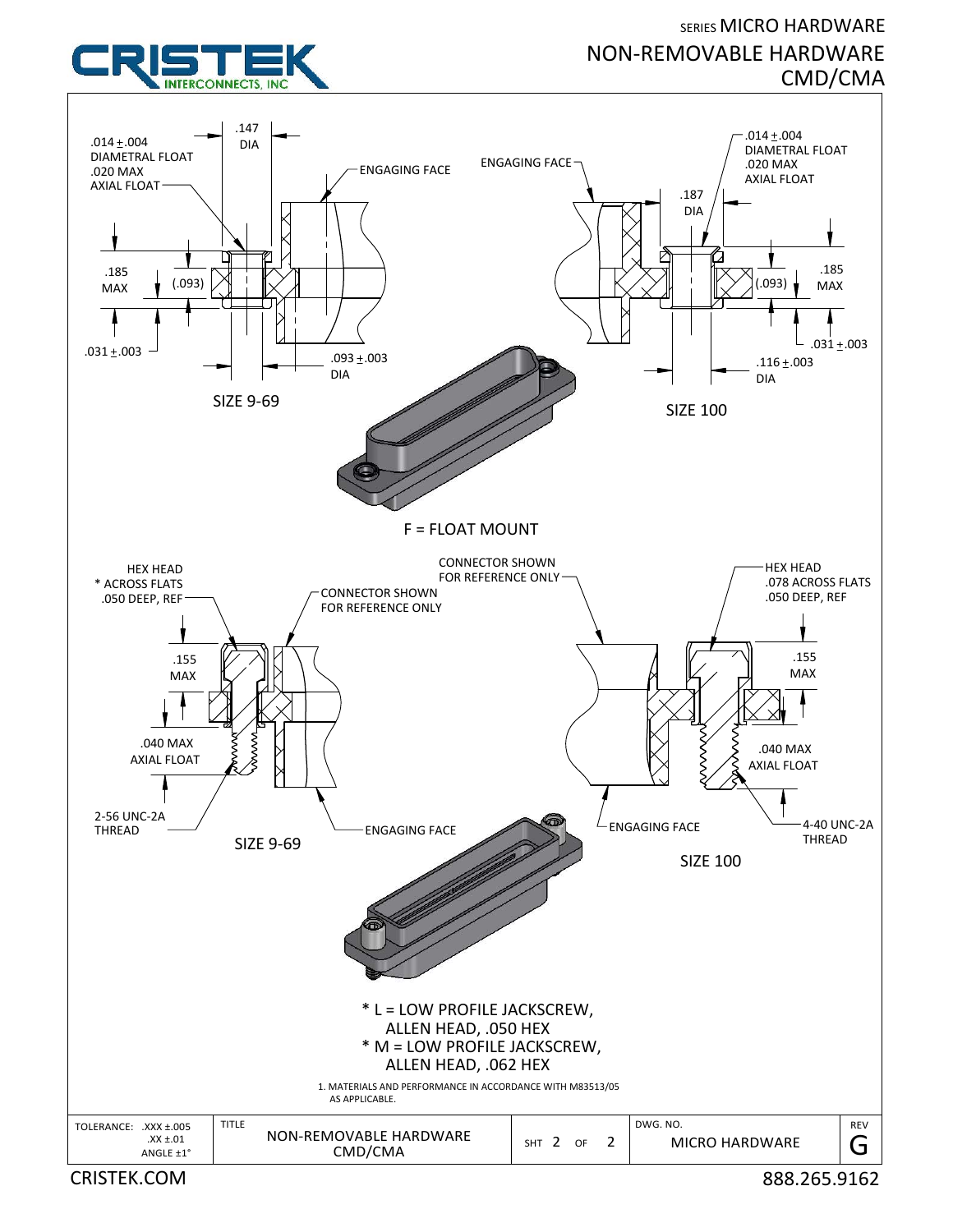SERIES MICRO HARDWARE
NON-REMOVABLE HARDWARE
CMD/CMA

.014 ± .004
DIAMETRAL FLOAT
.020 MAX
AXIAL FLOAT

.147
DIA

ENGAGING FACE

.185
MAX

(.093)

.031 ± .003

.093 ± .003
DIA

SIZE 9-69

ENGAGING FACE

.014 ± .004
DIAMETRAL FLOAT
.020 MAX
AXIAL FLOAT

.187
DIA

.185
MAX

(.093)

.031 ± .003

.116 ± .003
DIA

SIZE 100

F = FLOAT MOUNT

HEX HEAD
* ACROSS FLATS
.050 DEEP, REF

CONNECTOR SHOWN
FOR REFERENCE ONLY

.155
MAX

.040 MAX
AXIAL FLOAT

2-56 UNC-2A
THREAD

ENGAGING FACE

SIZE 9-69

CONNECTOR SHOWN
FOR REFERENCE ONLY

HEX HEAD
.078 ACROSS FLATS
.050 DEEP, REF

.155
MAX

.040 MAX
AXIAL FLOAT

4-40 UNC-2A
THREAD

ENGAGING FACE

SIZE 100

* L = LOW PROFILE JACKSCREW,
ALLEN HEAD, .050 HEX

* M = LOW PROFILE JACKSCREW,
ALLEN HEAD, .062 HEX

1. MATERIALS AND PERFORMANCE IN ACCORDANCE WITH M83513/05 AS APPLICABLE.

| | | | | |
|---|---|---|---|---|
| TOLERANCE: .XXX ±.005<br>.XX ±.01<br>ANGLE ±1° | TITLE<br>NON-REMOVABLE HARDWARE<br>CMD/CMA | SHT 2 OF 2 | DWG. NO.<br>MICRO HARDWARE | REV<br>G |